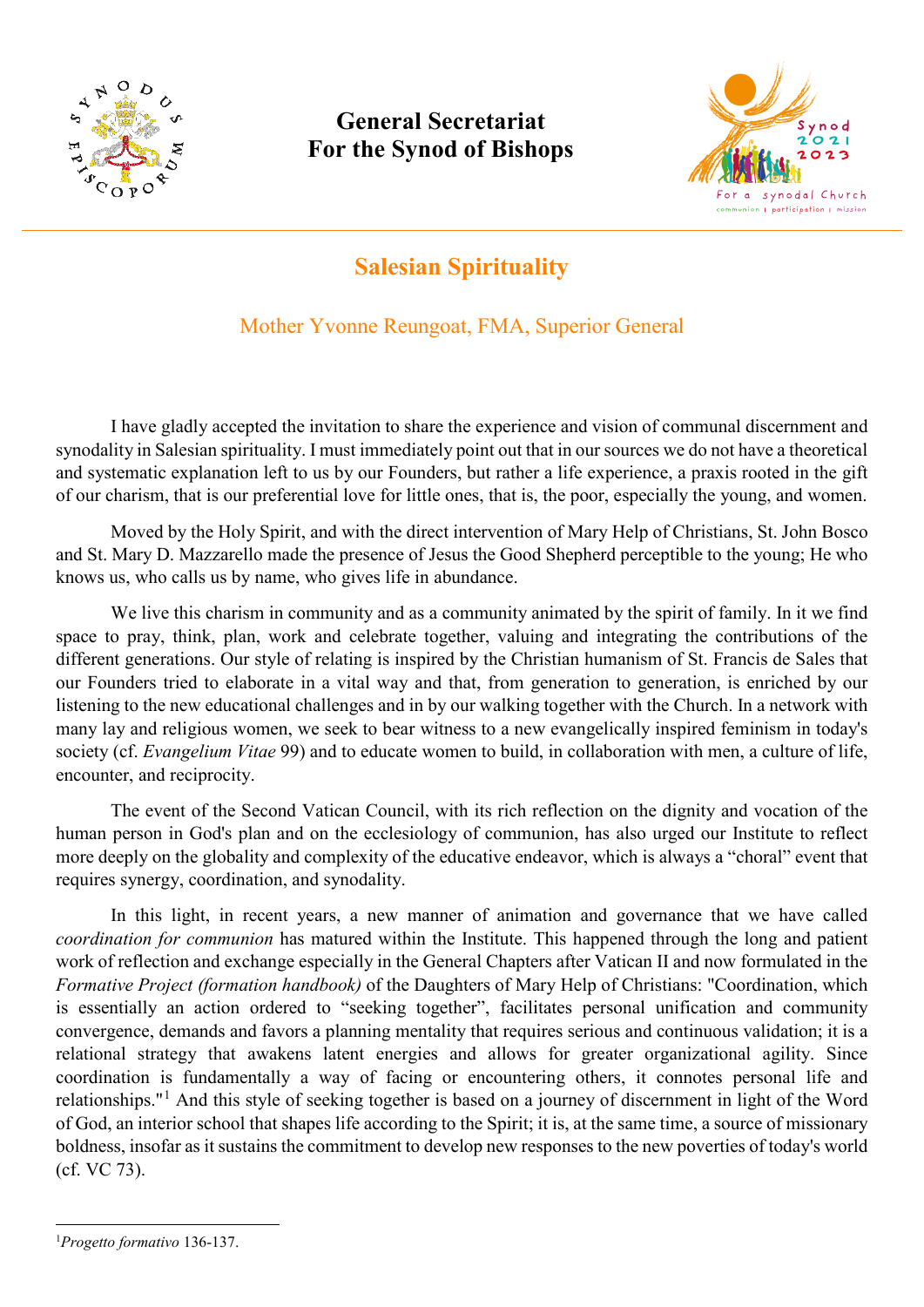General Secretariat
For the Synod of Bishops

# Salesian Spirituality

Mother Yvonne Reungoat, FMA, Superior General

I have gladly accepted the invitation to share the experience and vision of communal discernment and synodality in Salesian spirituality. I must immediately point out that in our sources we do not have a theoretical and systematic explanation left to us by our Founders, but rather a life experience, a praxis rooted in the gift of our charism, that is our preferential love for little ones, that is, the poor, especially the young, and women.

Moved by the Holy Spirit, and with the direct intervention of Mary Help of Christians, St. John Bosco and St. Mary D. Mazzarello made the presence of Jesus the Good Shepherd perceptible to the young; He who knows us, who calls us by name, who gives life in abundance.

We live this charism in community and as a community animated by the spirit of family. In it we find space to pray, think, plan, work and celebrate together, valuing and integrating the contributions of the different generations. Our style of relating is inspired by the Christian humanism of St. Francis de Sales that our Founders tried to elaborate in a vital way and that, from generation to generation, is enriched by our listening to the new educational challenges and in by our walking together with the Church. In a network with many lay and religious women, we seek to bear witness to a new evangelically inspired feminism in today's society (cf. *Evangelium Vitae* 99) and to educate women to build, in collaboration with men, a culture of life, encounter, and reciprocity.

The event of the Second Vatican Council, with its rich reflection on the dignity and vocation of the human person in God's plan and on the ecclesiology of communion, has also urged our Institute to reflect more deeply on the globality and complexity of the educative endeavor, which is always a "choral" event that requires synergy, coordination, and synodality.

In this light, in recent years, a new manner of animation and governance that we have called *coordination for communion* has matured within the Institute. This happened through the long and patient work of reflection and exchange especially in the General Chapters after Vatican II and now formulated in the *Formative Project (formation handbook)* of the Daughters of Mary Help of Christians: "Coordination, which is essentially an action ordered to "seeking together", facilitates personal unification and community convergence, demands and favors a planning mentality that requires serious and continuous validation; it is a relational strategy that awakens latent energies and allows for greater organizational agility. Since coordination is fundamentally a way of facing or encountering others, it connotes personal life and relationships."[1] And this style of seeking together is based on a journey of discernment in light of the Word of God, an interior school that shapes life according to the Spirit; it is, at the same time, a source of missionary boldness, insofar as it sustains the commitment to develop new responses to the new poverties of today's world (cf. VC 73).

---

[1] *Progetto formativo* 136-137.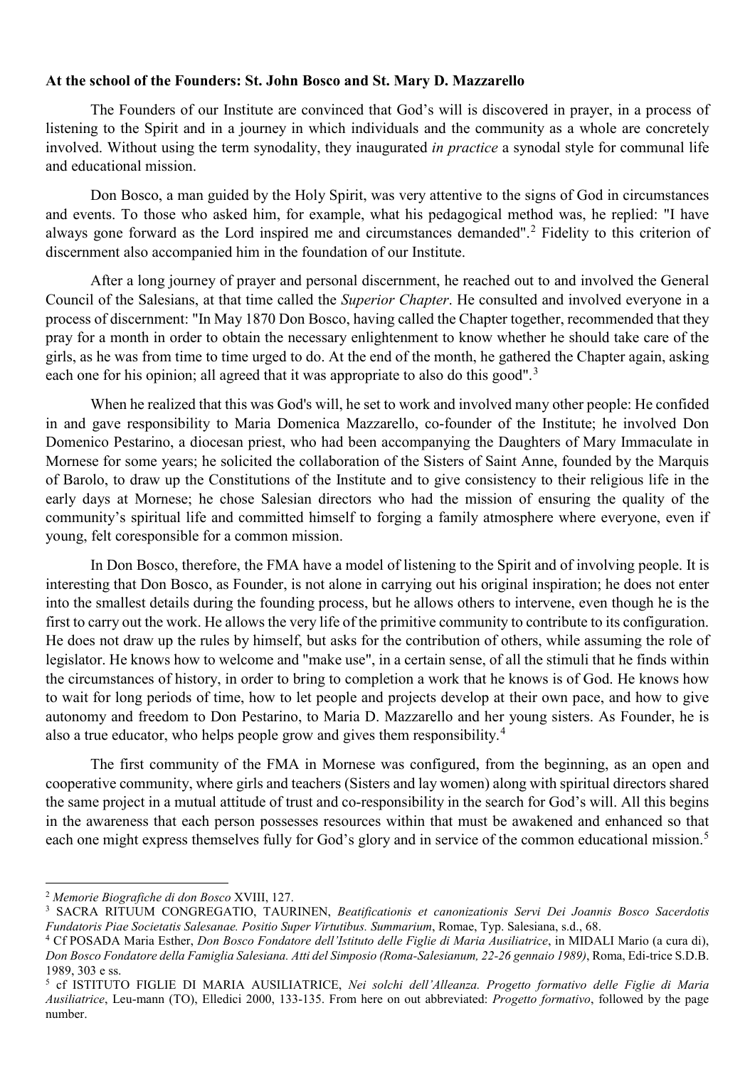**At the school of the Founders: St. John Bosco and St. Mary D. Mazzarello**

The Founders of our Institute are convinced that God's will is discovered in prayer, in a process of listening to the Spirit and in a journey in which individuals and the community as a whole are concretely involved. Without using the term synodality, they inaugurated *in practice* a synodal style for communal life and educational mission.

Don Bosco, a man guided by the Holy Spirit, was very attentive to the signs of God in circumstances and events. To those who asked him, for example, what his pedagogical method was, he replied: "I have always gone forward as the Lord inspired me and circumstances demanded".[2] Fidelity to this criterion of discernment also accompanied him in the foundation of our Institute.

After a long journey of prayer and personal discernment, he reached out to and involved the General Council of the Salesians, at that time called the *Superior Chapter*. He consulted and involved everyone in a process of discernment: "In May 1870 Don Bosco, having called the Chapter together, recommended that they pray for a month in order to obtain the necessary enlightenment to know whether he should take care of the girls, as he was from time to time urged to do. At the end of the month, he gathered the Chapter again, asking each one for his opinion; all agreed that it was appropriate to also do this good".[3]

When he realized that this was God's will, he set to work and involved many other people: He confided in and gave responsibility to Maria Domenica Mazzarello, co-founder of the Institute; he involved Don Domenico Pestarino, a diocesan priest, who had been accompanying the Daughters of Mary Immaculate in Mornese for some years; he solicited the collaboration of the Sisters of Saint Anne, founded by the Marquis of Barolo, to draw up the Constitutions of the Institute and to give consistency to their religious life in the early days at Mornese; he chose Salesian directors who had the mission of ensuring the quality of the community's spiritual life and committed himself to forging a family atmosphere where everyone, even if young, felt coresponsible for a common mission.

In Don Bosco, therefore, the FMA have a model of listening to the Spirit and of involving people. It is interesting that Don Bosco, as Founder, is not alone in carrying out his original inspiration; he does not enter into the smallest details during the founding process, but he allows others to intervene, even though he is the first to carry out the work. He allows the very life of the primitive community to contribute to its configuration. He does not draw up the rules by himself, but asks for the contribution of others, while assuming the role of legislator. He knows how to welcome and "make use", in a certain sense, of all the stimuli that he finds within the circumstances of history, in order to bring to completion a work that he knows is of God. He knows how to wait for long periods of time, how to let people and projects develop at their own pace, and how to give autonomy and freedom to Don Pestarino, to Maria D. Mazzarello and her young sisters. As Founder, he is also a true educator, who helps people grow and gives them responsibility.[4]

The first community of the FMA in Mornese was configured, from the beginning, as an open and cooperative community, where girls and teachers (Sisters and lay women) along with spiritual directors shared the same project in a mutual attitude of trust and co-responsibility in the search for God's will. All this begins in the awareness that each person possesses resources within that must be awakened and enhanced so that each one might express themselves fully for God's glory and in service of the common educational mission.[5]

---

[2] *Memorie Biografiche di don Bosco* XVIII, 127.

[3] SACRA RITUUM CONGREGATIO, TAURINEN, *Beatificationis et canonizationis Servi Dei Joannis Bosco Sacerdotis Fundatoris Piae Societatis Salesanae. Positio Super Virtutibus. Summarium*, Romae, Typ. Salesiana, s.d., 68.

[4] Cf POSADA Maria Esther, *Don Bosco Fondatore dell'Istituto delle Figlie di Maria Ausiliatrice*, in MIDALI Mario (a cura di), *Don Bosco Fondatore della Famiglia Salesiana. Atti del Simposio (Roma-Salesianum, 22-26 gennaio 1989)*, Roma, Edi-trice S.D.B. 1989, 303 e ss.

[5] cf ISTITUTO FIGLIE DI MARIA AUSILIATRICE, *Nei solchi dell'Alleanza. Progetto formativo delle Figlie di Maria Ausiliatrice*, Leu-mann (TO), Elledici 2000, 133-135. From here on out abbreviated: *Progetto formativo*, followed by the page number.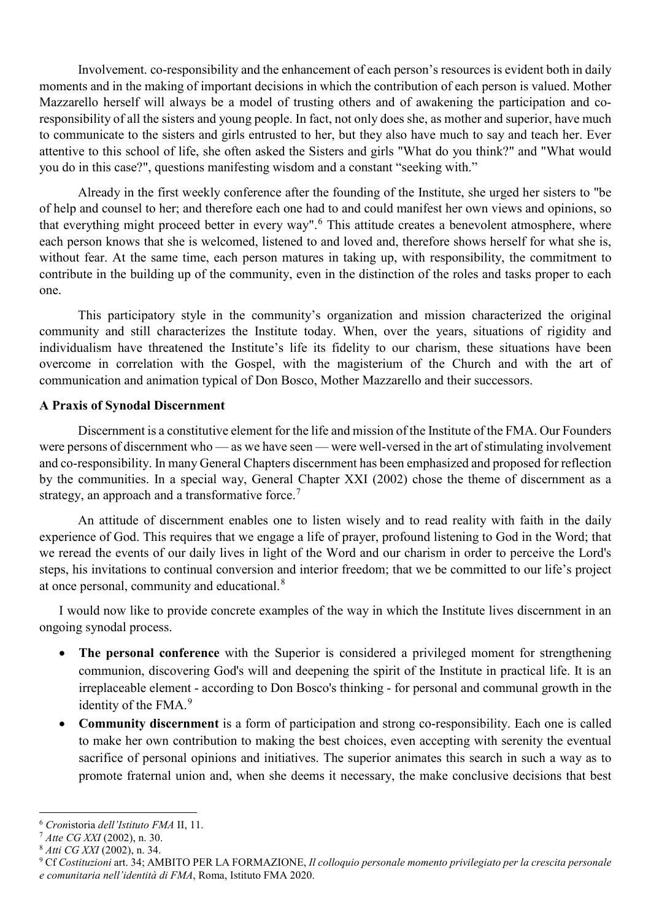Involvement. co-responsibility and the enhancement of each person's resources is evident both in daily moments and in the making of important decisions in which the contribution of each person is valued. Mother Mazzarello herself will always be a model of trusting others and of awakening the participation and co-responsibility of all the sisters and young people. In fact, not only does she, as mother and superior, have much to communicate to the sisters and girls entrusted to her, but they also have much to say and teach her. Ever attentive to this school of life, she often asked the Sisters and girls "What do you think?" and "What would you do in this case?", questions manifesting wisdom and a constant "seeking with."

Already in the first weekly conference after the founding of the Institute, she urged her sisters to "be of help and counsel to her; and therefore each one had to and could manifest her own views and opinions, so that everything might proceed better in every way".[6] This attitude creates a benevolent atmosphere, where each person knows that she is welcomed, listened to and loved and, therefore shows herself for what she is, without fear. At the same time, each person matures in taking up, with responsibility, the commitment to contribute in the building up of the community, even in the distinction of the roles and tasks proper to each one.

This participatory style in the community's organization and mission characterized the original community and still characterizes the Institute today. When, over the years, situations of rigidity and individualism have threatened the Institute's life its fidelity to our charism, these situations have been overcome in correlation with the Gospel, with the magisterium of the Church and with the art of communication and animation typical of Don Bosco, Mother Mazzarello and their successors.

**A Praxis of Synodal Discernment**

Discernment is a constitutive element for the life and mission of the Institute of the FMA. Our Founders were persons of discernment who — as we have seen — were well-versed in the art of stimulating involvement and co-responsibility. In many General Chapters discernment has been emphasized and proposed for reflection by the communities. In a special way, General Chapter XXI (2002) chose the theme of discernment as a strategy, an approach and a transformative force.[7]

An attitude of discernment enables one to listen wisely and to read reality with faith in the daily experience of God. This requires that we engage a life of prayer, profound listening to God in the Word; that we reread the events of our daily lives in light of the Word and our charism in order to perceive the Lord's steps, his invitations to continual conversion and interior freedom; that we be committed to our life's project at once personal, community and educational.[8]

I would now like to provide concrete examples of the way in which the Institute lives discernment in an ongoing synodal process.

- **The personal conference** with the Superior is considered a privileged moment for strengthening communion, discovering God's will and deepening the spirit of the Institute in practical life. It is an irreplaceable element - according to Don Bosco's thinking - for personal and communal growth in the identity of the FMA.[9]
- **Community discernment** is a form of participation and strong co-responsibility. Each one is called to make her own contribution to making the best choices, even accepting with serenity the eventual sacrifice of personal opinions and initiatives. The superior animates this search in such a way as to promote fraternal union and, when she deems it necessary, the make conclusive decisions that best

---

[6] *Cron*istoria *dell'Istituto FMA* II, 11.

[7] *Atte CG XXI* (2002), n. 30.

[8] *Atti CG XXI* (2002), n. 34.

[9] Cf *Costituzioni* art. 34; AMBITO PER LA FORMAZIONE, *Il colloquio personale momento privilegiato per la crescita personale e comunitaria nell'identità di FMA*, Roma, Istituto FMA 2020.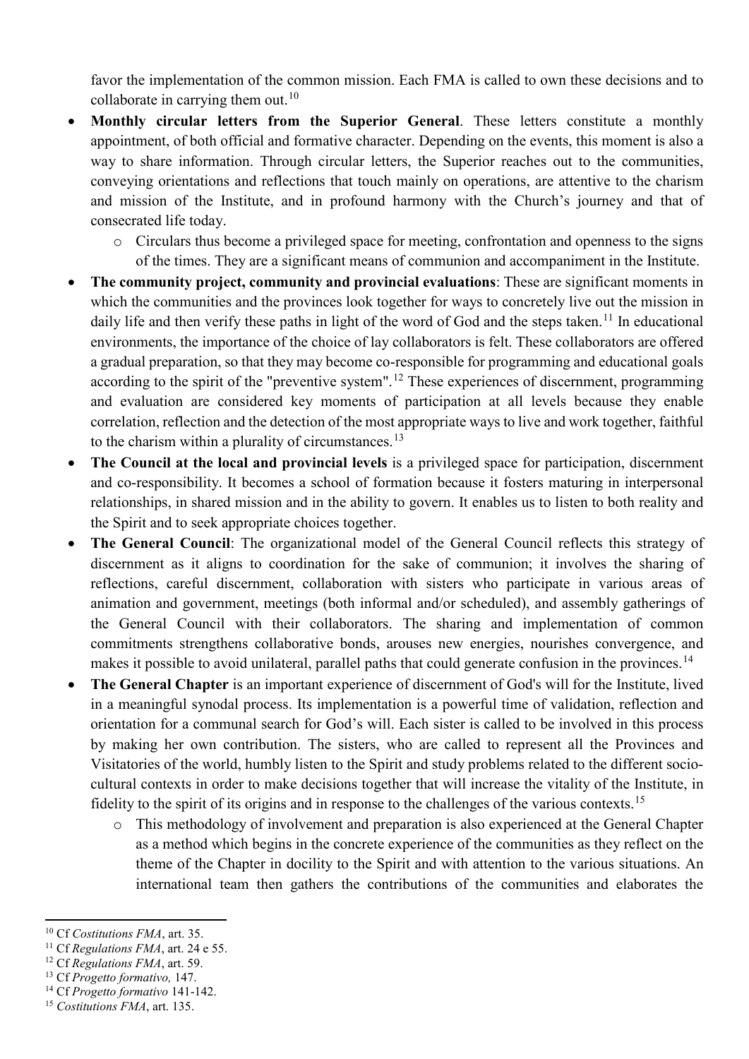favor the implementation of the common mission. Each FMA is called to own these decisions and to collaborate in carrying them out.[10]

- **Monthly circular letters from the Superior General**. These letters constitute a monthly appointment, of both official and formative character. Depending on the events, this moment is also a way to share information. Through circular letters, the Superior reaches out to the communities, conveying orientations and reflections that touch mainly on operations, are attentive to the charism and mission of the Institute, and in profound harmony with the Church's journey and that of consecrated life today.
  - Circulars thus become a privileged space for meeting, confrontation and openness to the signs of the times. They are a significant means of communion and accompaniment in the Institute.
- **The community project, community and provincial evaluations**: These are significant moments in which the communities and the provinces look together for ways to concretely live out the mission in daily life and then verify these paths in light of the word of God and the steps taken.[11] In educational environments, the importance of the choice of lay collaborators is felt. These collaborators are offered a gradual preparation, so that they may become co-responsible for programming and educational goals according to the spirit of the "preventive system".[12] These experiences of discernment, programming and evaluation are considered key moments of participation at all levels because they enable correlation, reflection and the detection of the most appropriate ways to live and work together, faithful to the charism within a plurality of circumstances.[13]
- **The Council at the local and provincial levels** is a privileged space for participation, discernment and co-responsibility. It becomes a school of formation because it fosters maturing in interpersonal relationships, in shared mission and in the ability to govern. It enables us to listen to both reality and the Spirit and to seek appropriate choices together.
- **The General Council**: The organizational model of the General Council reflects this strategy of discernment as it aligns to coordination for the sake of communion; it involves the sharing of reflections, careful discernment, collaboration with sisters who participate in various areas of animation and government, meetings (both informal and/or scheduled), and assembly gatherings of the General Council with their collaborators. The sharing and implementation of common commitments strengthens collaborative bonds, arouses new energies, nourishes convergence, and makes it possible to avoid unilateral, parallel paths that could generate confusion in the provinces.[14]
- **The General Chapter** is an important experience of discernment of God's will for the Institute, lived in a meaningful synodal process. Its implementation is a powerful time of validation, reflection and orientation for a communal search for God's will. Each sister is called to be involved in this process by making her own contribution. The sisters, who are called to represent all the Provinces and Visitatories of the world, humbly listen to the Spirit and study problems related to the different socio-cultural contexts in order to make decisions together that will increase the vitality of the Institute, in fidelity to the spirit of its origins and in response to the challenges of the various contexts.[15]
  - This methodology of involvement and preparation is also experienced at the General Chapter as a method which begins in the concrete experience of the communities as they reflect on the theme of the Chapter in docility to the Spirit and with attention to the various situations. An international team then gathers the contributions of the communities and elaborates the

---

[10] Cf *Costitutions FMA*, art. 35.

[11] Cf *Regulations FMA*, art. 24 e 55.

[12] Cf *Regulations FMA*, art. 59.

[13] Cf *Progetto formativo,* 147.

[14] Cf *Progetto formativo* 141-142.

[15] *Costitutions FMA*, art. 135.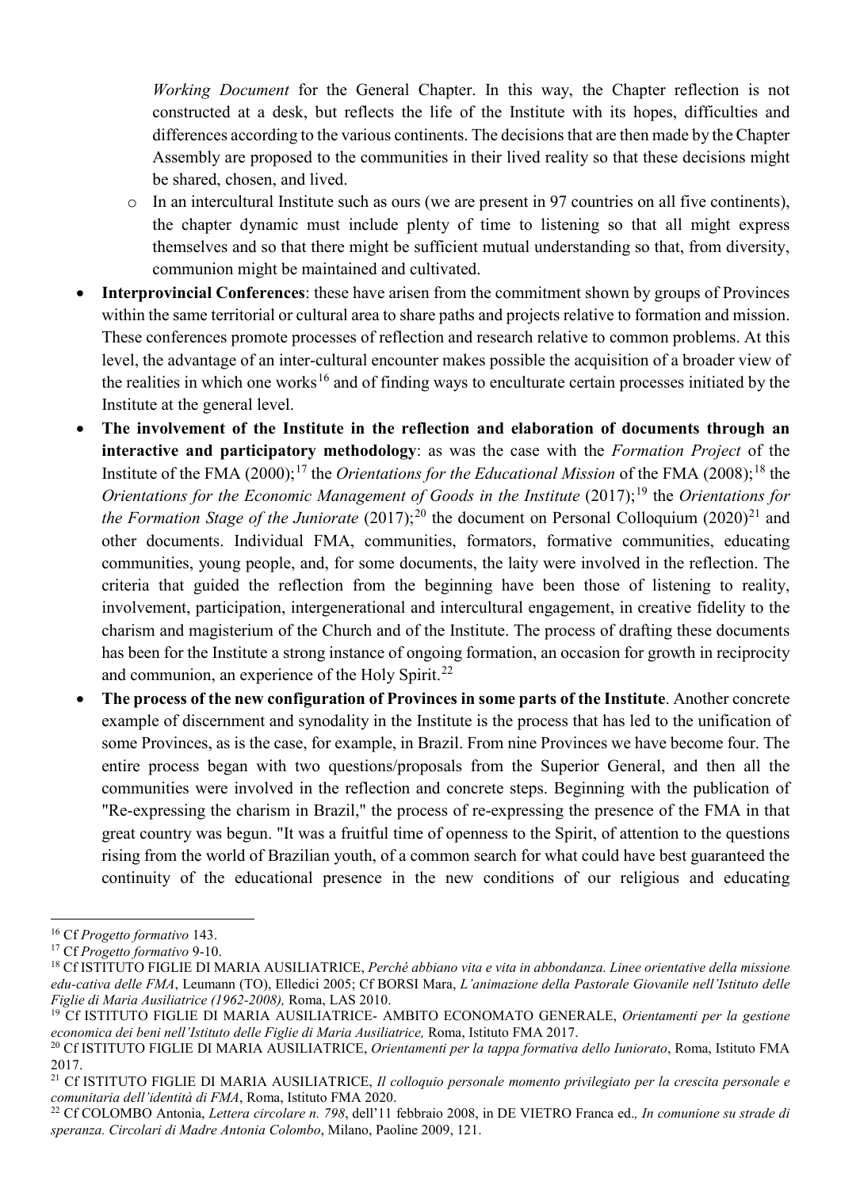*Working Document* for the General Chapter. In this way, the Chapter reflection is not constructed at a desk, but reflects the life of the Institute with its hopes, difficulties and differences according to the various continents. The decisions that are then made by the Chapter Assembly are proposed to the communities in their lived reality so that these decisions might be shared, chosen, and lived.

  - In an intercultural Institute such as ours (we are present in 97 countries on all five continents), the chapter dynamic must include plenty of time to listening so that all might express themselves and so that there might be sufficient mutual understanding so that, from diversity, communion might be maintained and cultivated.

- **Interprovincial Conferences**: these have arisen from the commitment shown by groups of Provinces within the same territorial or cultural area to share paths and projects relative to formation and mission. These conferences promote processes of reflection and research relative to common problems. At this level, the advantage of an inter-cultural encounter makes possible the acquisition of a broader view of the realities in which one works[16] and of finding ways to enculturate certain processes initiated by the Institute at the general level.
- **The involvement of the Institute in the reflection and elaboration of documents through an interactive and participatory methodology**: as was the case with the *Formation Project* of the Institute of the FMA (2000);[17] the *Orientations for the Educational Mission* of the FMA (2008);[18] the *Orientations for the Economic Management of Goods in the Institute* (2017);[19] the *Orientations for the Formation Stage of the Juniorate* (2017);[20] the document on Personal Colloquium (2020)[21] and other documents. Individual FMA, communities, formators, formative communities, educating communities, young people, and, for some documents, the laity were involved in the reflection. The criteria that guided the reflection from the beginning have been those of listening to reality, involvement, participation, intergenerational and intercultural engagement, in creative fidelity to the charism and magisterium of the Church and of the Institute. The process of drafting these documents has been for the Institute a strong instance of ongoing formation, an occasion for growth in reciprocity and communion, an experience of the Holy Spirit.[22]
- **The process of the new configuration of Provinces in some parts of the Institute**. Another concrete example of discernment and synodality in the Institute is the process that has led to the unification of some Provinces, as is the case, for example, in Brazil. From nine Provinces we have become four. The entire process began with two questions/proposals from the Superior General, and then all the communities were involved in the reflection and concrete steps. Beginning with the publication of "Re-expressing the charism in Brazil," the process of re-expressing the presence of the FMA in that great country was begun. "It was a fruitful time of openness to the Spirit, of attention to the questions rising from the world of Brazilian youth, of a common search for what could have best guaranteed the continuity of the educational presence in the new conditions of our religious and educating

---

[16] Cf *Progetto formativo* 143.

[17] Cf *Progetto formativo* 9-10.

[18] Cf ISTITUTO FIGLIE DI MARIA AUSILIATRICE, *Perché abbiano vita e vita in abbondanza. Linee orientative della missione edu-cativa delle FMA*, Leumann (TO), Elledici 2005; Cf BORSI Mara, *L'animazione della Pastorale Giovanile nell'Istituto delle Figlie di Maria Ausiliatrice (1962-2008),* Roma, LAS 2010.

[19] Cf ISTITUTO FIGLIE DI MARIA AUSILIATRICE- AMBITO ECONOMATO GENERALE, *Orientamenti per la gestione economica dei beni nell'Istituto delle Figlie di Maria Ausiliatrice,* Roma, Istituto FMA 2017.

[20] Cf ISTITUTO FIGLIE DI MARIA AUSILIATRICE, *Orientamenti per la tappa formativa dello Iuniorato*, Roma, Istituto FMA 2017.

[21] Cf ISTITUTO FIGLIE DI MARIA AUSILIATRICE, *Il colloquio personale momento privilegiato per la crescita personale e comunitaria dell'identità di FMA*, Roma, Istituto FMA 2020.

[22] Cf COLOMBO Antonia, *Lettera circolare n. 798*, dell'11 febbraio 2008, in DE VIETRO Franca ed.*, In comunione su strade di speranza. Circolari di Madre Antonia Colombo*, Milano, Paoline 2009, 121.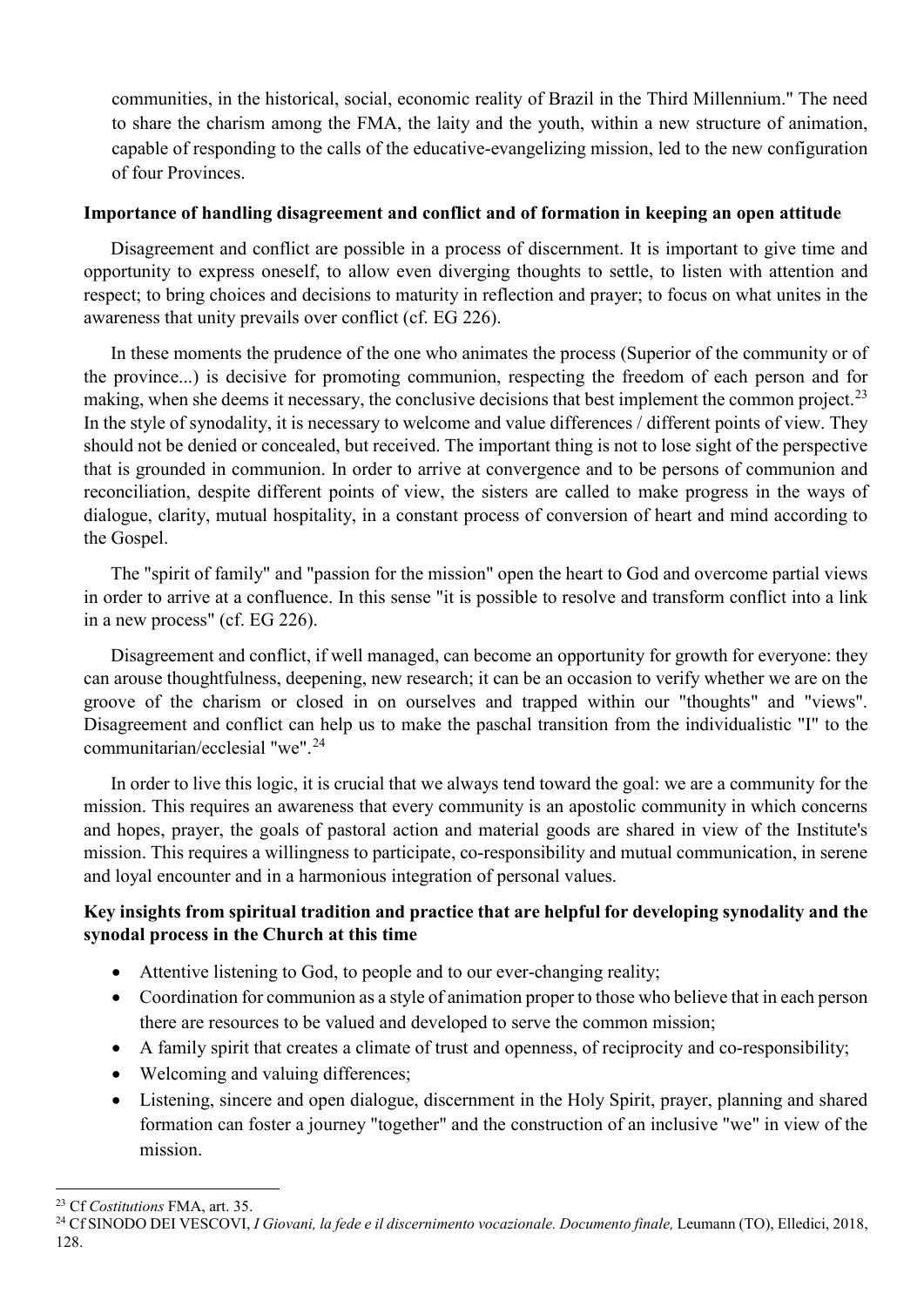communities, in the historical, social, economic reality of Brazil in the Third Millennium." The need to share the charism among the FMA, the laity and the youth, within a new structure of animation, capable of responding to the calls of the educative-evangelizing mission, led to the new configuration of four Provinces.

**Importance of handling disagreement and conflict and of formation in keeping an open attitude**

Disagreement and conflict are possible in a process of discernment. It is important to give time and opportunity to express oneself, to allow even diverging thoughts to settle, to listen with attention and respect; to bring choices and decisions to maturity in reflection and prayer; to focus on what unites in the awareness that unity prevails over conflict (cf. EG 226).

In these moments the prudence of the one who animates the process (Superior of the community or of the province...) is decisive for promoting communion, respecting the freedom of each person and for making, when she deems it necessary, the conclusive decisions that best implement the common project.[23] In the style of synodality, it is necessary to welcome and value differences / different points of view. They should not be denied or concealed, but received. The important thing is not to lose sight of the perspective that is grounded in communion. In order to arrive at convergence and to be persons of communion and reconciliation, despite different points of view, the sisters are called to make progress in the ways of dialogue, clarity, mutual hospitality, in a constant process of conversion of heart and mind according to the Gospel.

The "spirit of family" and "passion for the mission" open the heart to God and overcome partial views in order to arrive at a confluence. In this sense "it is possible to resolve and transform conflict into a link in a new process" (cf. EG 226).

Disagreement and conflict, if well managed, can become an opportunity for growth for everyone: they can arouse thoughtfulness, deepening, new research; it can be an occasion to verify whether we are on the groove of the charism or closed in on ourselves and trapped within our "thoughts" and "views". Disagreement and conflict can help us to make the paschal transition from the individualistic "I" to the communitarian/ecclesial "we".[24]

In order to live this logic, it is crucial that we always tend toward the goal: we are a community for the mission. This requires an awareness that every community is an apostolic community in which concerns and hopes, prayer, the goals of pastoral action and material goods are shared in view of the Institute's mission. This requires a willingness to participate, co-responsibility and mutual communication, in serene and loyal encounter and in a harmonious integration of personal values.

**Key insights from spiritual tradition and practice that are helpful for developing synodality and the synodal process in the Church at this time**

- Attentive listening to God, to people and to our ever-changing reality;
- Coordination for communion as a style of animation proper to those who believe that in each person there are resources to be valued and developed to serve the common mission;
- A family spirit that creates a climate of trust and openness, of reciprocity and co-responsibility;
- Welcoming and valuing differences;
- Listening, sincere and open dialogue, discernment in the Holy Spirit, prayer, planning and shared formation can foster a journey "together" and the construction of an inclusive "we" in view of the mission.

---

[23] Cf *Costitutions* FMA, art. 35.

[24] Cf SINODO DEI VESCOVI, *I Giovani, la fede e il discernimento vocazionale. Documento finale,* Leumann (TO), Elledici, 2018, 128.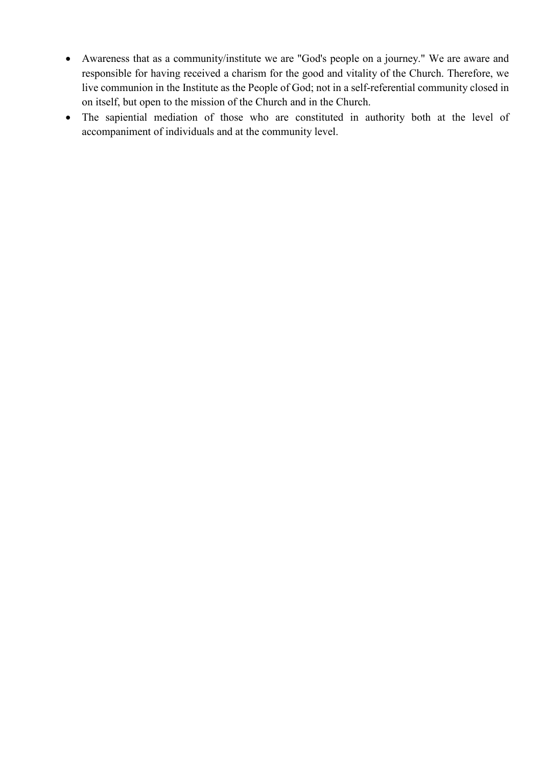- Awareness that as a community/institute we are "God's people on a journey." We are aware and responsible for having received a charism for the good and vitality of the Church. Therefore, we live communion in the Institute as the People of God; not in a self-referential community closed in on itself, but open to the mission of the Church and in the Church.
- The sapiential mediation of those who are constituted in authority both at the level of accompaniment of individuals and at the community level.